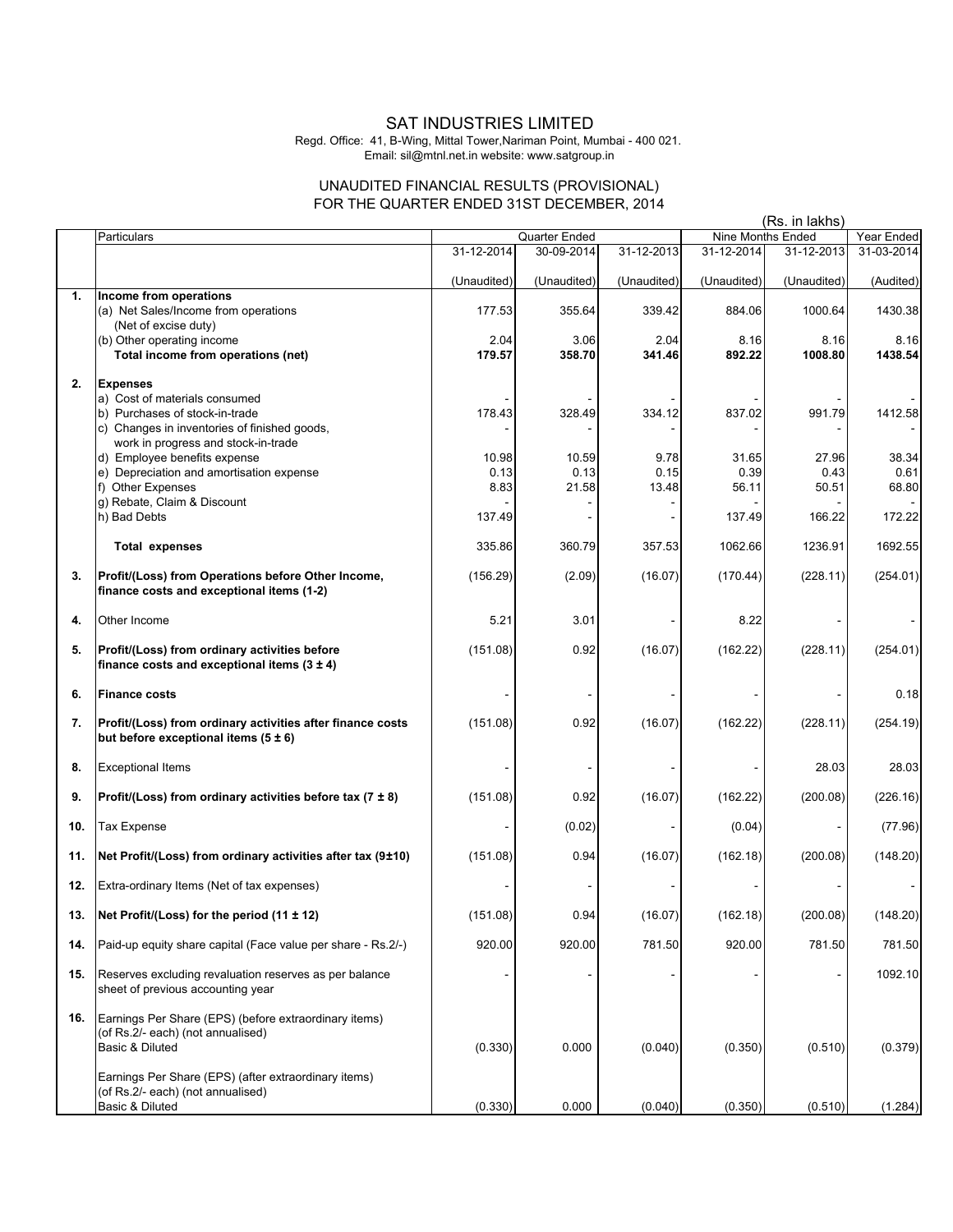# SAT INDUSTRIES LIMITED

Regd. Office: 41, B-Wing, Mittal Tower,Nariman Point, Mumbai - 400 021.
Email: sil@mtnl.net.in website: www.satgroup.in

## UNAUDITED FINANCIAL RESULTS (PROVISIONAL)
## FOR THE QUARTER ENDED 31ST DECEMBER, 2014

(Rs. in lakhs)

| | Particulars | Quarter Ended | | | Nine Months Ended | | Year Ended |
|---|---|---|---|---|---|---|---|
| | | 31-12-2014 | 30-09-2014 | 31-12-2013 | 31-12-2014 | 31-12-2013 | 31-03-2014 |
| | | (Unaudited) | (Unaudited) | (Unaudited) | (Unaudited) | (Unaudited) | (Audited) |
| **1.** | **Income from operations** | | | | | | |
| | (a) Net Sales/Income from operations (Net of excise duty) | 177.53 | 355.64 | 339.42 | 884.06 | 1000.64 | 1430.38 |
| | (b) Other operating income | 2.04 | 3.06 | 2.04 | 8.16 | 8.16 | 8.16 |
| | **Total income from operations (net)** | **179.57** | **358.70** | **341.46** | **892.22** | **1008.80** | **1438.54** |
| **2.** | **Expenses** | | | | | | |
| | a) Cost of materials consumed | - | - | - | - | - | - |
| | b) Purchases of stock-in-trade | 178.43 | 328.49 | 334.12 | 837.02 | 991.79 | 1412.58 |
| | c) Changes in inventories of finished goods, work in progress and stock-in-trade | - | - | - | - | - | - |
| | d) Employee benefits expense | 10.98 | 10.59 | 9.78 | 31.65 | 27.96 | 38.34 |
| | e) Depreciation and amortisation expense | 0.13 | 0.13 | 0.15 | 0.39 | 0.43 | 0.61 |
| | f) Other Expenses | 8.83 | 21.58 | 13.48 | 56.11 | 50.51 | 68.80 |
| | g) Rebate, Claim & Discount | - | - | - | - | - | - |
| | h) Bad Debts | 137.49 | - | - | 137.49 | 166.22 | 172.22 |
| | **Total expenses** | 335.86 | 360.79 | 357.53 | 1062.66 | 1236.91 | 1692.55 |
| **3.** | **Profit/(Loss) from Operations before Other Income, finance costs and exceptional items (1-2)** | (156.29) | (2.09) | (16.07) | (170.44) | (228.11) | (254.01) |
| **4.** | Other Income | 5.21 | 3.01 | - | 8.22 | - | - |
| **5.** | **Profit/(Loss) from ordinary activities before finance costs and exceptional items (3 ± 4)** | (151.08) | 0.92 | (16.07) | (162.22) | (228.11) | (254.01) |
| **6.** | **Finance costs** | - | - | - | - | - | 0.18 |
| **7.** | **Profit/(Loss) from ordinary activities after finance costs but before exceptional items (5 ± 6)** | (151.08) | 0.92 | (16.07) | (162.22) | (228.11) | (254.19) |
| **8.** | Exceptional Items | - | - | - | - | 28.03 | 28.03 |
| **9.** | **Profit/(Loss) from ordinary activities before tax (7 ± 8)** | (151.08) | 0.92 | (16.07) | (162.22) | (200.08) | (226.16) |
| **10.** | Tax Expense | - | (0.02) | - | (0.04) | - | (77.96) |
| **11.** | **Net Profit/(Loss) from ordinary activities after tax (9±10)** | (151.08) | 0.94 | (16.07) | (162.18) | (200.08) | (148.20) |
| **12.** | Extra-ordinary Items (Net of tax expenses) | - | - | - | - | - | - |
| **13.** | **Net Profit/(Loss) for the period (11 ± 12)** | (151.08) | 0.94 | (16.07) | (162.18) | (200.08) | (148.20) |
| **14.** | Paid-up equity share capital (Face value per share - Rs.2/-) | 920.00 | 920.00 | 781.50 | 920.00 | 781.50 | 781.50 |
| **15.** | Reserves excluding revaluation reserves as per balance sheet of previous accounting year | - | - | - | - | - | 1092.10 |
| **16.** | Earnings Per Share (EPS) (before extraordinary items) (of Rs.2/- each) (not annualised) Basic & Diluted | (0.330) | 0.000 | (0.040) | (0.350) | (0.510) | (0.379) |
| | Earnings Per Share (EPS) (after extraordinary items) (of Rs.2/- each) (not annualised) Basic & Diluted | (0.330) | 0.000 | (0.040) | (0.350) | (0.510) | (1.284) |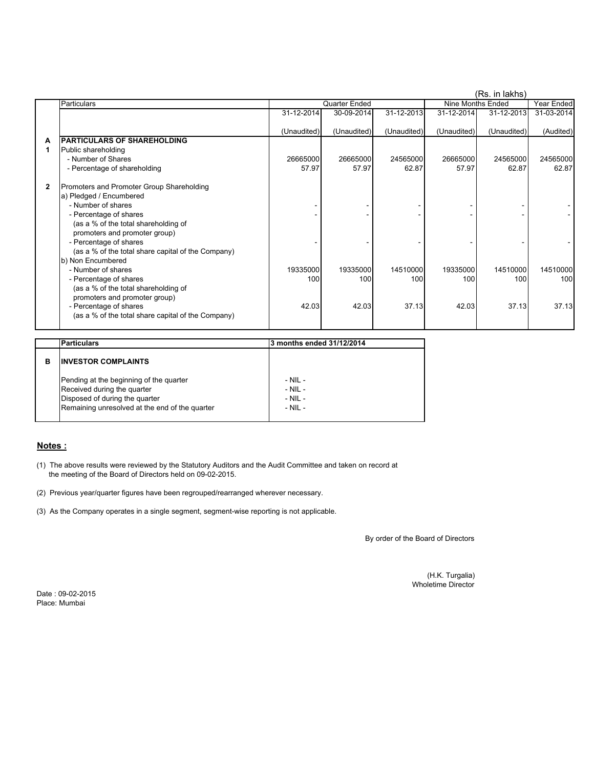(Rs. in lakhs)

| | Particulars | Quarter Ended | | | Nine Months Ended | | Year Ended |
|---|---|---|---|---|---|---|---|
| | | 31-12-2014 | 30-09-2014 | 31-12-2013 | 31-12-2014 | 31-12-2013 | 31-03-2014 |
| | | (Unaudited) | (Unaudited) | (Unaudited) | (Unaudited) | (Unaudited) | (Audited) |
| **A** | **PARTICULARS OF SHAREHOLDING** | | | | | | |
| **1** | Public shareholding | | | | | | |
| | - Number of Shares | 26665000 | 26665000 | 24565000 | 26665000 | 24565000 | 24565000 |
| | - Percentage of shareholding | 57.97 | 57.97 | 62.87 | 57.97 | 62.87 | 62.87 |
| **2** | Promoters and Promoter Group Shareholding | | | | | | |
| | a) Pledged / Encumbered | | | | | | |
| | - Number of shares | - | - | - | - | - | - |
| | - Percentage of shares (as a % of the total shareholding of promoters and promoter group) | - | - | - | - | - | - |
| | - Percentage of shares (as a % of the total share capital of the Company) | - | - | - | - | - | - |
| | b) Non Encumbered | | | | | | |
| | - Number of shares | 19335000 | 19335000 | 14510000 | 19335000 | 14510000 | 14510000 |
| | - Percentage of shares (as a % of the total shareholding of promoters and promoter group) | 100 | 100 | 100 | 100 | 100 | 100 |
| | - Percentage of shares (as a % of the total share capital of the Company) | 42.03 | 42.03 | 37.13 | 42.03 | 37.13 | 37.13 |

| | **Particulars** | **3 months ended 31/12/2014** |
|---|---|---|
| **B** | **INVESTOR COMPLAINTS** | |
| | Pending at the beginning of the quarter | - NIL - |
| | Received during the quarter | - NIL - |
| | Disposed of during the quarter | - NIL - |
| | Remaining unresolved at the end of the quarter | - NIL - |

**Notes :**

(1) The above results were reviewed by the Statutory Auditors and the Audit Committee and taken on record at the meeting of the Board of Directors held on 09-02-2015.

(2) Previous year/quarter figures have been regrouped/rearranged wherever necessary.

(3) As the Company operates in a single segment, segment-wise reporting is not applicable.

By order of the Board of Directors

(H.K. Turgalia)
Wholetime Director

Date : 09-02-2015
Place: Mumbai